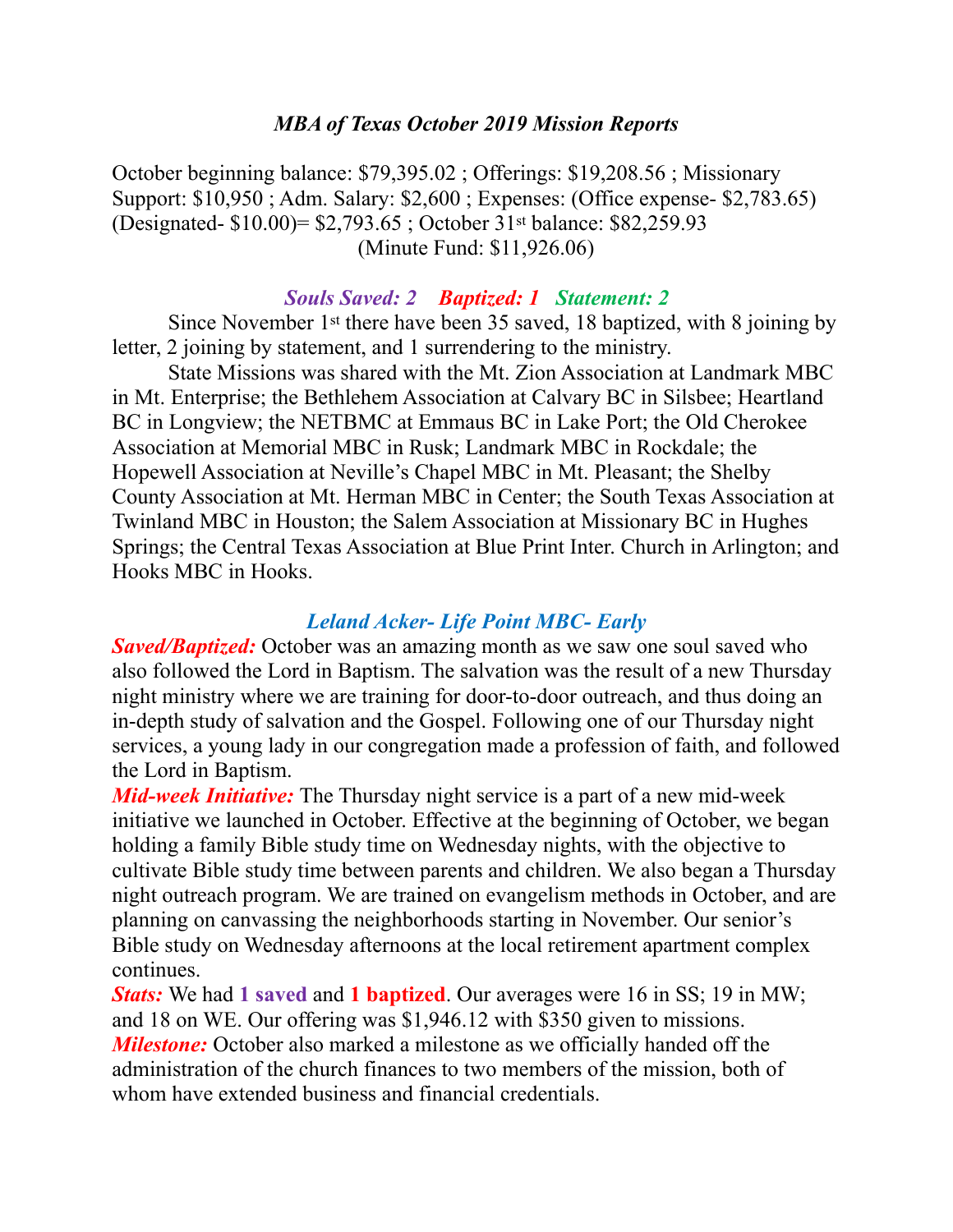## *MBA of Texas October 2019 Mission Reports*

October beginning balance: $79,395.02 ; Offerings: $19,208.56 ; Missionary Support: $10,950 ; Adm. Salary: $2,600 ; Expenses: (Office expense- $2,783.65) (Designated- $10.00)= $2,793.65 ; October 31st balance: $82,259.93 (Minute Fund: $11,926.06)

### *Souls Saved: 2 Baptized: 1 Statement: 2*

Since November 1st there have been 35 saved, 18 baptized, with 8 joining by letter, 2 joining by statement, and 1 surrendering to the ministry.

State Missions was shared with the Mt. Zion Association at Landmark MBC in Mt. Enterprise; the Bethlehem Association at Calvary BC in Silsbee; Heartland BC in Longview; the NETBMC at Emmaus BC in Lake Port; the Old Cherokee Association at Memorial MBC in Rusk; Landmark MBC in Rockdale; the Hopewell Association at Neville's Chapel MBC in Mt. Pleasant; the Shelby County Association at Mt. Herman MBC in Center; the South Texas Association at Twinland MBC in Houston; the Salem Association at Missionary BC in Hughes Springs; the Central Texas Association at Blue Print Inter. Church in Arlington; and Hooks MBC in Hooks.

### *Leland Acker- Life Point MBC- Early*

***Saved/Baptized:*** October was an amazing month as we saw one soul saved who also followed the Lord in Baptism. The salvation was the result of a new Thursday night ministry where we are training for door-to-door outreach, and thus doing an in-depth study of salvation and the Gospel. Following one of our Thursday night services, a young lady in our congregation made a profession of faith, and followed the Lord in Baptism.

***Mid-week Initiative:*** The Thursday night service is a part of a new mid-week initiative we launched in October. Effective at the beginning of October, we began holding a family Bible study time on Wednesday nights, with the objective to cultivate Bible study time between parents and children. We also began a Thursday night outreach program. We are trained on evangelism methods in October, and are planning on canvassing the neighborhoods starting in November. Our senior's Bible study on Wednesday afternoons at the local retirement apartment complex continues.

***Stats:*** We had **1 saved** and **1 baptized**. Our averages were 16 in SS; 19 in MW; and 18 on WE. Our offering was $1,946.12 with $350 given to missions.

***Milestone:*** October also marked a milestone as we officially handed off the administration of the church finances to two members of the mission, both of whom have extended business and financial credentials.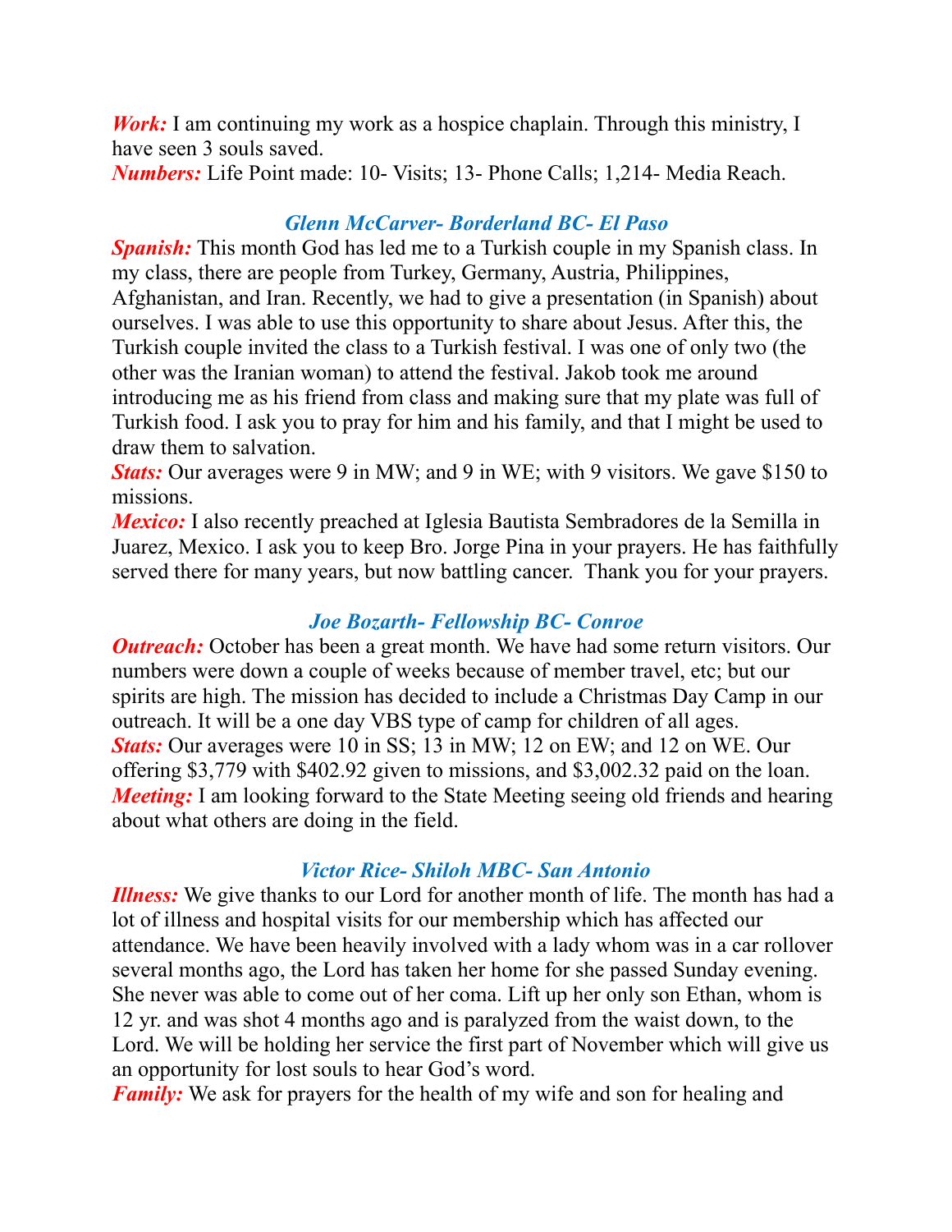***Work:*** I am continuing my work as a hospice chaplain. Through this ministry, I have seen 3 souls saved.
***Numbers:*** Life Point made: 10- Visits; 13- Phone Calls; 1,214- Media Reach.

### *Glenn McCarver- Borderland BC- El Paso*

***Spanish:*** This month God has led me to a Turkish couple in my Spanish class. In my class, there are people from Turkey, Germany, Austria, Philippines, Afghanistan, and Iran. Recently, we had to give a presentation (in Spanish) about ourselves. I was able to use this opportunity to share about Jesus. After this, the Turkish couple invited the class to a Turkish festival. I was one of only two (the other was the Iranian woman) to attend the festival. Jakob took me around introducing me as his friend from class and making sure that my plate was full of Turkish food. I ask you to pray for him and his family, and that I might be used to draw them to salvation.
***Stats:*** Our averages were 9 in MW; and 9 in WE; with 9 visitors. We gave $150 to missions.
***Mexico:*** I also recently preached at Iglesia Bautista Sembradores de la Semilla in Juarez, Mexico. I ask you to keep Bro. Jorge Pina in your prayers. He has faithfully served there for many years, but now battling cancer. Thank you for your prayers.

### *Joe Bozarth- Fellowship BC- Conroe*

***Outreach:*** October has been a great month. We have had some return visitors. Our numbers were down a couple of weeks because of member travel, etc; but our spirits are high. The mission has decided to include a Christmas Day Camp in our outreach. It will be a one day VBS type of camp for children of all ages.
***Stats:*** Our averages were 10 in SS; 13 in MW; 12 on EW; and 12 on WE. Our offering $3,779 with $402.92 given to missions, and $3,002.32 paid on the loan.
***Meeting:*** I am looking forward to the State Meeting seeing old friends and hearing about what others are doing in the field.

### *Victor Rice- Shiloh MBC- San Antonio*

***Illness:*** We give thanks to our Lord for another month of life. The month has had a lot of illness and hospital visits for our membership which has affected our attendance. We have been heavily involved with a lady whom was in a car rollover several months ago, the Lord has taken her home for she passed Sunday evening. She never was able to come out of her coma. Lift up her only son Ethan, whom is 12 yr. and was shot 4 months ago and is paralyzed from the waist down, to the Lord. We will be holding her service the first part of November which will give us an opportunity for lost souls to hear God's word.
***Family:*** We ask for prayers for the health of my wife and son for healing and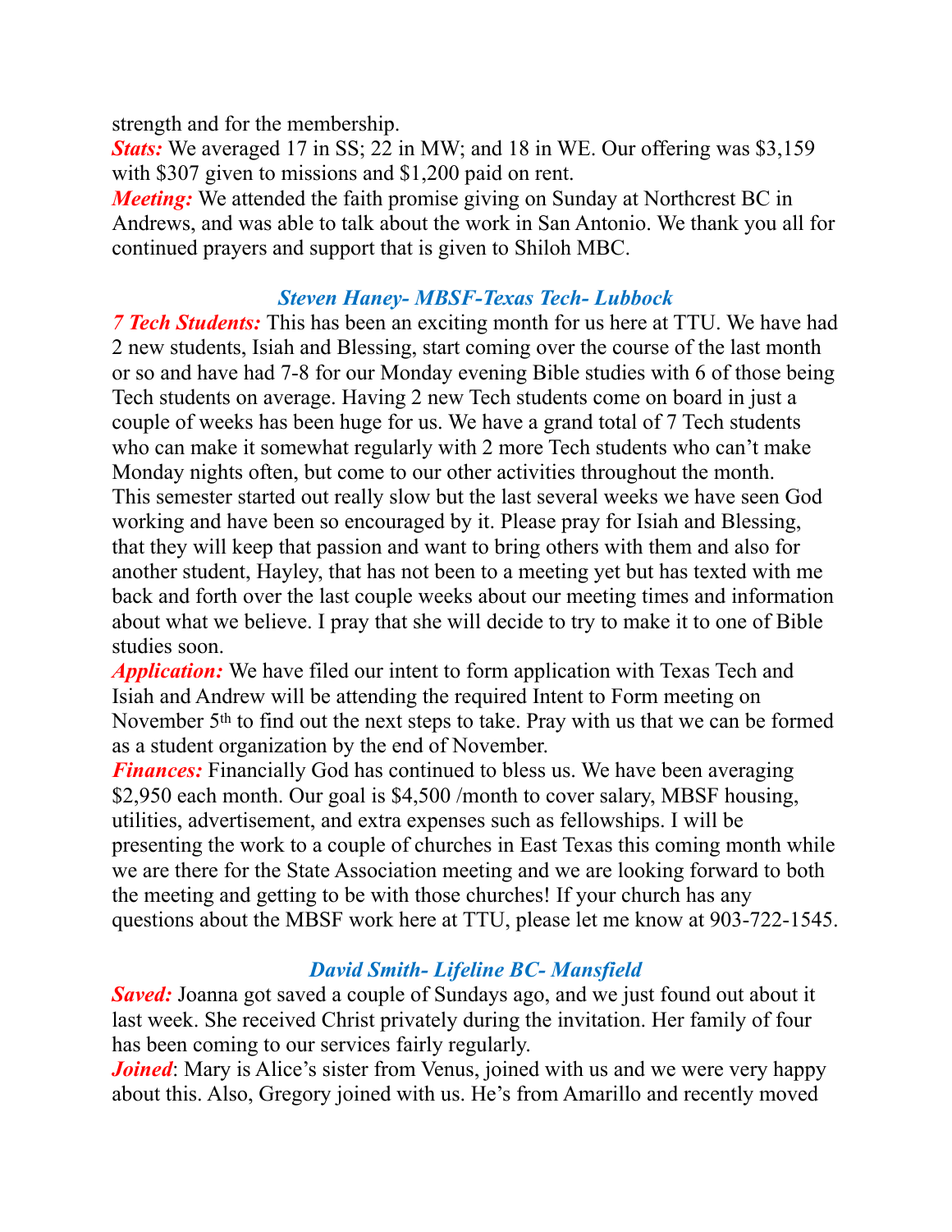strength and for the membership.

***Stats:*** We averaged 17 in SS; 22 in MW; and 18 in WE. Our offering was $3,159 with $307 given to missions and $1,200 paid on rent.

***Meeting:*** We attended the faith promise giving on Sunday at Northcrest BC in Andrews, and was able to talk about the work in San Antonio. We thank you all for continued prayers and support that is given to Shiloh MBC.

### *Steven Haney- MBSF-Texas Tech- Lubbock*

***7 Tech Students:*** This has been an exciting month for us here at TTU. We have had 2 new students, Isiah and Blessing, start coming over the course of the last month or so and have had 7-8 for our Monday evening Bible studies with 6 of those being Tech students on average. Having 2 new Tech students come on board in just a couple of weeks has been huge for us. We have a grand total of 7 Tech students who can make it somewhat regularly with 2 more Tech students who can't make Monday nights often, but come to our other activities throughout the month. This semester started out really slow but the last several weeks we have seen God working and have been so encouraged by it. Please pray for Isiah and Blessing, that they will keep that passion and want to bring others with them and also for another student, Hayley, that has not been to a meeting yet but has texted with me back and forth over the last couple weeks about our meeting times and information about what we believe. I pray that she will decide to try to make it to one of Bible studies soon.

***Application:*** We have filed our intent to form application with Texas Tech and Isiah and Andrew will be attending the required Intent to Form meeting on November 5th to find out the next steps to take. Pray with us that we can be formed as a student organization by the end of November.

***Finances:*** Financially God has continued to bless us. We have been averaging $2,950 each month. Our goal is $4,500 /month to cover salary, MBSF housing, utilities, advertisement, and extra expenses such as fellowships. I will be presenting the work to a couple of churches in East Texas this coming month while we are there for the State Association meeting and we are looking forward to both the meeting and getting to be with those churches! If your church has any questions about the MBSF work here at TTU, please let me know at 903-722-1545.

### *David Smith- Lifeline BC- Mansfield*

***Saved:*** Joanna got saved a couple of Sundays ago, and we just found out about it last week. She received Christ privately during the invitation. Her family of four has been coming to our services fairly regularly.

***Joined***: Mary is Alice's sister from Venus, joined with us and we were very happy about this. Also, Gregory joined with us. He's from Amarillo and recently moved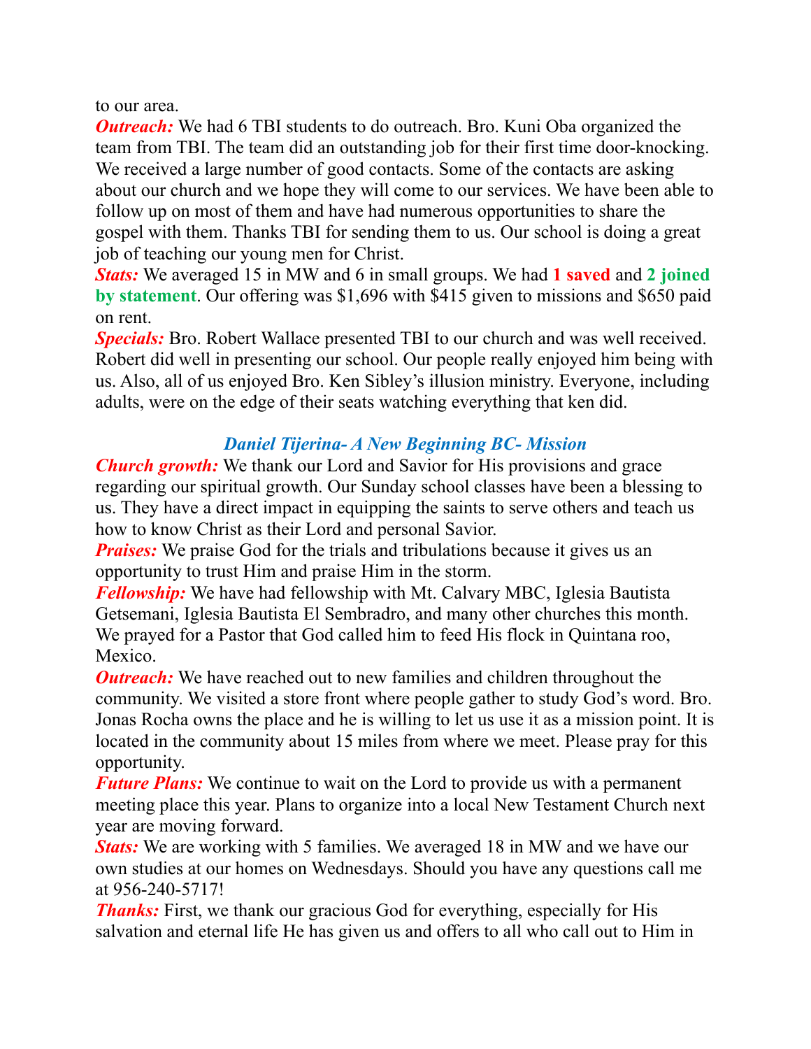to our area.

***Outreach:*** We had 6 TBI students to do outreach. Bro. Kuni Oba organized the team from TBI. The team did an outstanding job for their first time door-knocking. We received a large number of good contacts. Some of the contacts are asking about our church and we hope they will come to our services. We have been able to follow up on most of them and have had numerous opportunities to share the gospel with them. Thanks TBI for sending them to us. Our school is doing a great job of teaching our young men for Christ.

***Stats:*** We averaged 15 in MW and 6 in small groups. We had **1 saved** and **2 joined by statement**. Our offering was $1,696 with $415 given to missions and $650 paid on rent.

***Specials:*** Bro. Robert Wallace presented TBI to our church and was well received. Robert did well in presenting our school. Our people really enjoyed him being with us. Also, all of us enjoyed Bro. Ken Sibley's illusion ministry. Everyone, including adults, were on the edge of their seats watching everything that ken did.

### *Daniel Tijerina- A New Beginning BC- Mission*

***Church growth:*** We thank our Lord and Savior for His provisions and grace regarding our spiritual growth. Our Sunday school classes have been a blessing to us. They have a direct impact in equipping the saints to serve others and teach us how to know Christ as their Lord and personal Savior.

***Praises:*** We praise God for the trials and tribulations because it gives us an opportunity to trust Him and praise Him in the storm.

***Fellowship:*** We have had fellowship with Mt. Calvary MBC, Iglesia Bautista Getsemani, Iglesia Bautista El Sembradro, and many other churches this month. We prayed for a Pastor that God called him to feed His flock in Quintana roo, Mexico.

***Outreach:*** We have reached out to new families and children throughout the community. We visited a store front where people gather to study God's word. Bro. Jonas Rocha owns the place and he is willing to let us use it as a mission point. It is located in the community about 15 miles from where we meet. Please pray for this opportunity.

***Future Plans:*** We continue to wait on the Lord to provide us with a permanent meeting place this year. Plans to organize into a local New Testament Church next year are moving forward.

***Stats:*** We are working with 5 families. We averaged 18 in MW and we have our own studies at our homes on Wednesdays. Should you have any questions call me at 956-240-5717!

***Thanks:*** First, we thank our gracious God for everything, especially for His salvation and eternal life He has given us and offers to all who call out to Him in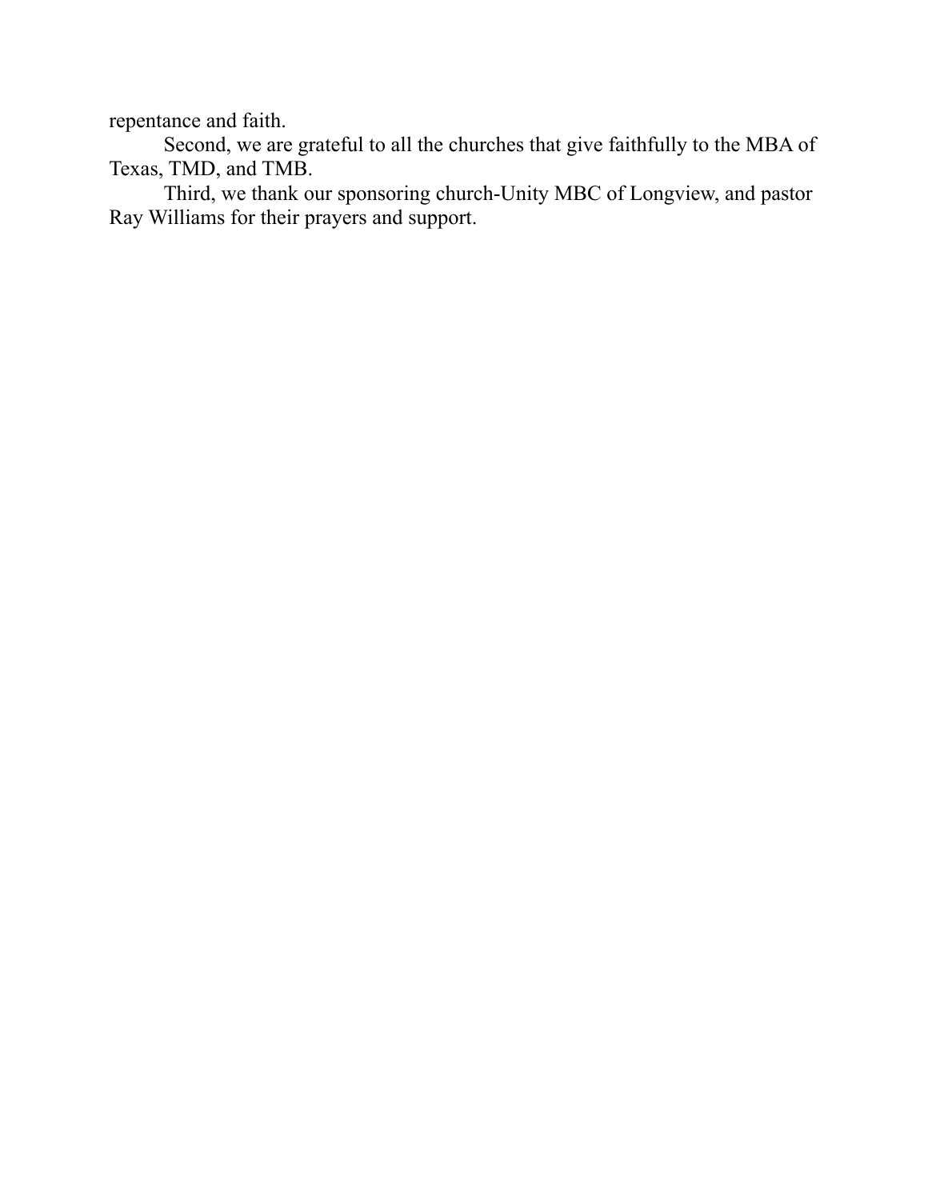repentance and faith.

Second, we are grateful to all the churches that give faithfully to the MBA of Texas, TMD, and TMB.

Third, we thank our sponsoring church-Unity MBC of Longview, and pastor Ray Williams for their prayers and support.